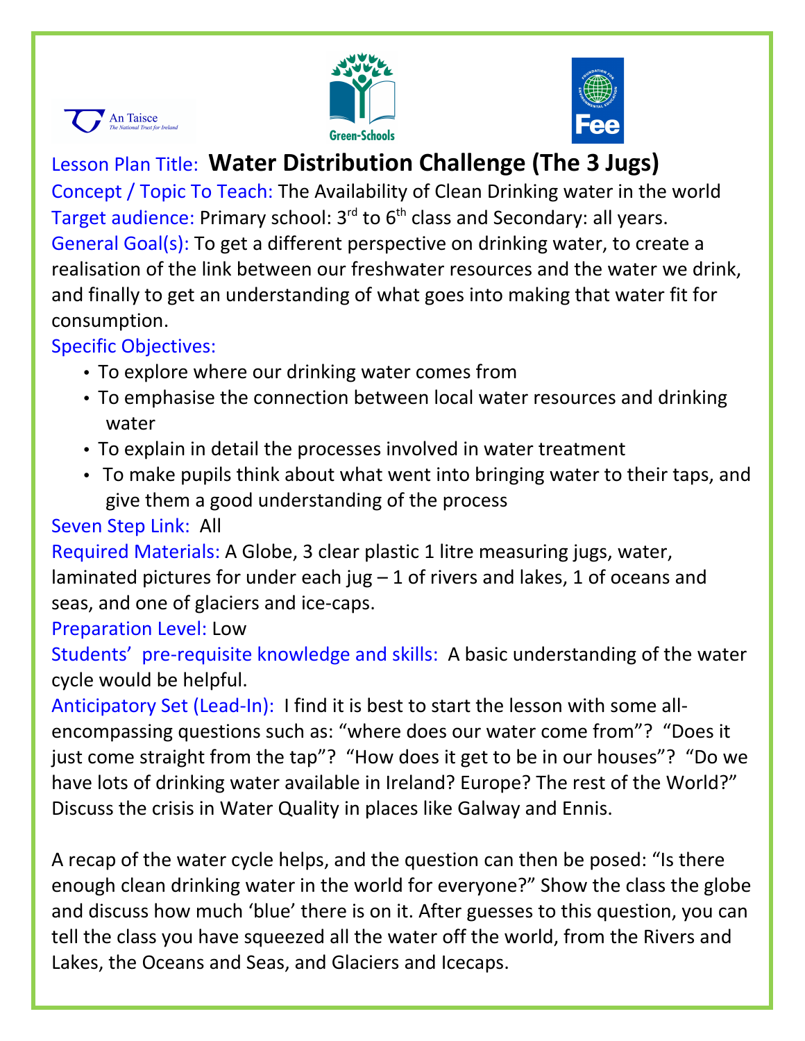Lesson Plan Title: **Water Distribution Challenge (The 3 Jugs)**

Concept / Topic To Teach: The Availability of Clean Drinking water in the world

Target audience: Primary school: 3rd to 6th class and Secondary: all years.

General Goal(s): To get a different perspective on drinking water, to create a realisation of the link between our freshwater resources and the water we drink, and finally to get an understanding of what goes into making that water fit for consumption.

Specific Objectives:

- To explore where our drinking water comes from
- To emphasise the connection between local water resources and drinking water
- To explain in detail the processes involved in water treatment
- To make pupils think about what went into bringing water to their taps, and give them a good understanding of the process

Seven Step Link: All

Required Materials: A Globe, 3 clear plastic 1 litre measuring jugs, water, laminated pictures for under each jug – 1 of rivers and lakes, 1 of oceans and seas, and one of glaciers and ice-caps.

Preparation Level: Low

Students' pre-requisite knowledge and skills: A basic understanding of the water cycle would be helpful.

Anticipatory Set (Lead-In): I find it is best to start the lesson with some all-encompassing questions such as: "where does our water come from"? "Does it just come straight from the tap"? "How does it get to be in our houses"? "Do we have lots of drinking water available in Ireland? Europe? The rest of the World?" Discuss the crisis in Water Quality in places like Galway and Ennis.

A recap of the water cycle helps, and the question can then be posed: "Is there enough clean drinking water in the world for everyone?" Show the class the globe and discuss how much 'blue' there is on it. After guesses to this question, you can tell the class you have squeezed all the water off the world, from the Rivers and Lakes, the Oceans and Seas, and Glaciers and Icecaps.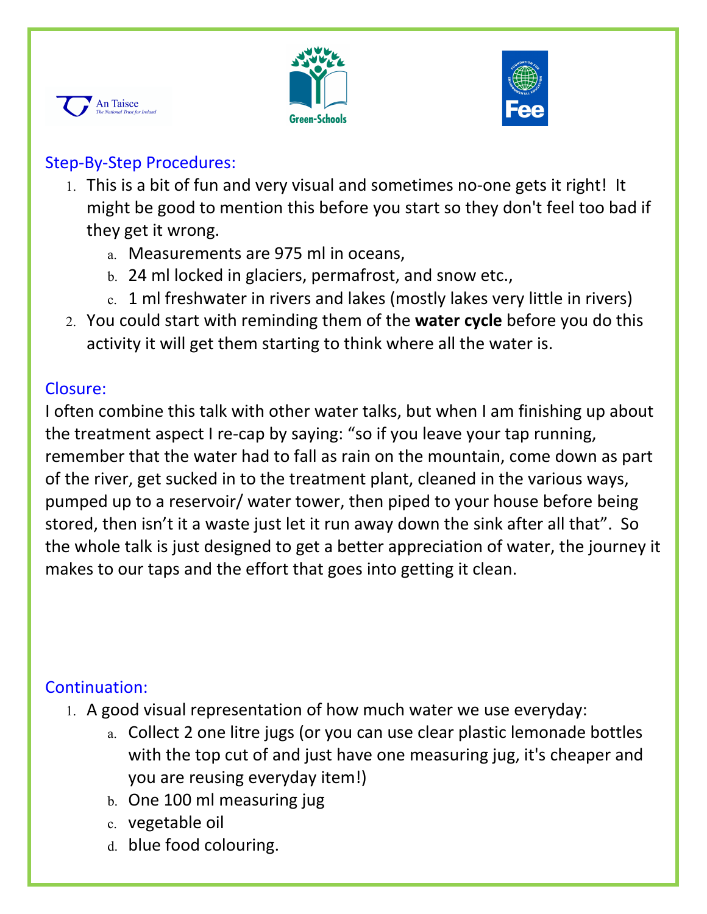## Step-By-Step Procedures:

1. This is a bit of fun and very visual and sometimes no-one gets it right! It might be good to mention this before you start so they don't feel too bad if they get it wrong.
   a. Measurements are 975 ml in oceans,
   b. 24 ml locked in glaciers, permafrost, and snow etc.,
   c. 1 ml freshwater in rivers and lakes (mostly lakes very little in rivers)
2. You could start with reminding them of the **water cycle** before you do this activity it will get them starting to think where all the water is.

## Closure:

I often combine this talk with other water talks, but when I am finishing up about the treatment aspect I re-cap by saying: "so if you leave your tap running, remember that the water had to fall as rain on the mountain, come down as part of the river, get sucked in to the treatment plant, cleaned in the various ways, pumped up to a reservoir/ water tower, then piped to your house before being stored, then isn't it a waste just let it run away down the sink after all that". So the whole talk is just designed to get a better appreciation of water, the journey it makes to our taps and the effort that goes into getting it clean.

## Continuation:

1. A good visual representation of how much water we use everyday:
   a. Collect 2 one litre jugs (or you can use clear plastic lemonade bottles with the top cut of and just have one measuring jug, it's cheaper and you are reusing everyday item!)
   b. One 100 ml measuring jug
   c. vegetable oil
   d. blue food colouring.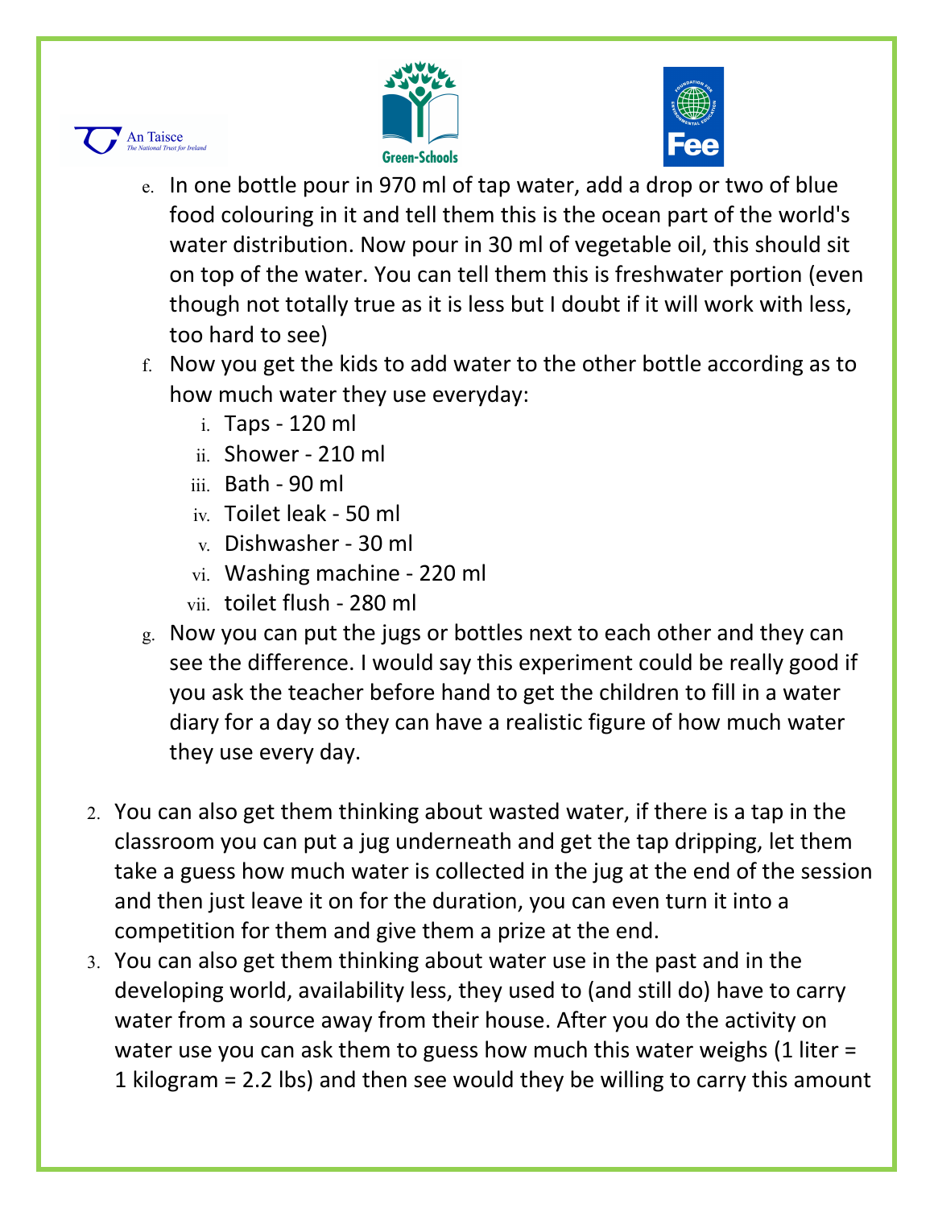e. In one bottle pour in 970 ml of tap water, add a drop or two of blue food colouring in it and tell them this is the ocean part of the world's water distribution. Now pour in 30 ml of vegetable oil, this should sit on top of the water. You can tell them this is freshwater portion (even though not totally true as it is less but I doubt if it will work with less, too hard to see)

f. Now you get the kids to add water to the other bottle according as to how much water they use everyday:

   i. Taps - 120 ml
   ii. Shower - 210 ml
   iii. Bath - 90 ml
   iv. Toilet leak - 50 ml
   v. Dishwasher - 30 ml
   vi. Washing machine - 220 ml
   vii. toilet flush - 280 ml

g. Now you can put the jugs or bottles next to each other and they can see the difference. I would say this experiment could be really good if you ask the teacher before hand to get the children to fill in a water diary for a day so they can have a realistic figure of how much water they use every day.

2. You can also get them thinking about wasted water, if there is a tap in the classroom you can put a jug underneath and get the tap dripping, let them take a guess how much water is collected in the jug at the end of the session and then just leave it on for the duration, you can even turn it into a competition for them and give them a prize at the end.
3. You can also get them thinking about water use in the past and in the developing world, availability less, they used to (and still do) have to carry water from a source away from their house. After you do the activity on water use you can ask them to guess how much this water weighs (1 liter = 1 kilogram = 2.2 lbs) and then see would they be willing to carry this amount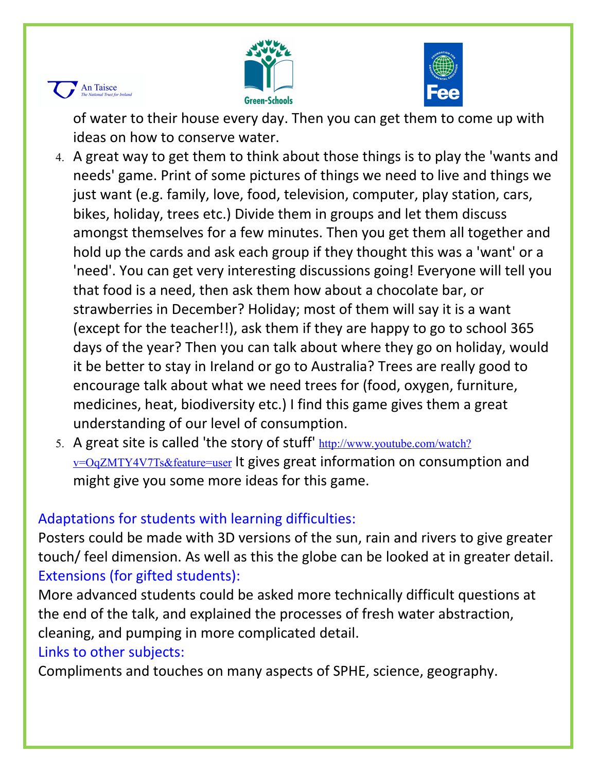of water to their house every day. Then you can get them to come up with ideas on how to conserve water.

4. A great way to get them to think about those things is to play the 'wants and needs' game. Print of some pictures of things we need to live and things we just want (e.g. family, love, food, television, computer, play station, cars, bikes, holiday, trees etc.) Divide them in groups and let them discuss amongst themselves for a few minutes. Then you get them all together and hold up the cards and ask each group if they thought this was a 'want' or a 'need'. You can get very interesting discussions going! Everyone will tell you that food is a need, then ask them how about a chocolate bar, or strawberries in December? Holiday; most of them will say it is a want (except for the teacher!!), ask them if they are happy to go to school 365 days of the year? Then you can talk about where they go on holiday, would it be better to stay in Ireland or go to Australia? Trees are really good to encourage talk about what we need trees for (food, oxygen, furniture, medicines, heat, biodiversity etc.) I find this game gives them a great understanding of our level of consumption.
5. A great site is called 'the story of stuff' http://www.youtube.com/watch?v=OqZMTY4V7Ts&feature=user It gives great information on consumption and might give you some more ideas for this game.

## Adaptations for students with learning difficulties:

Posters could be made with 3D versions of the sun, rain and rivers to give greater touch/ feel dimension. As well as this the globe can be looked at in greater detail.

## Extensions (for gifted students):

More advanced students could be asked more technically difficult questions at the end of the talk, and explained the processes of fresh water abstraction, cleaning, and pumping in more complicated detail.

## Links to other subjects:

Compliments and touches on many aspects of SPHE, science, geography.